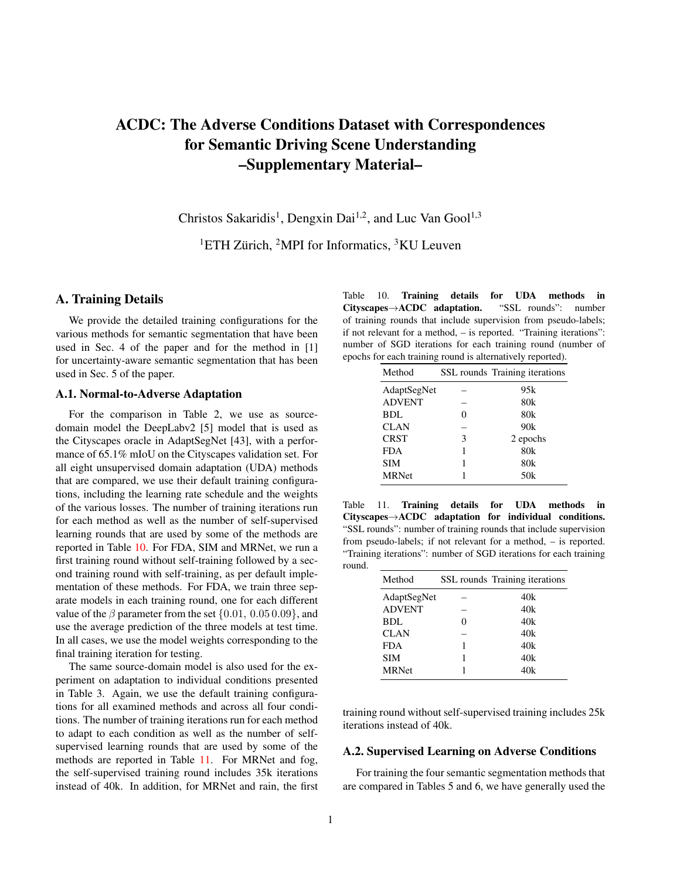# ACDC: The Adverse Conditions Dataset with Correspondences for Semantic Driving Scene Understanding –Supplementary Material–

Christos Sakaridis[1], Dengxin Dai[1,2], and Luc Van Gool[1,3]

[1]ETH Zürich, [2]MPI for Informatics, [3]KU Leuven

## A. Training Details

We provide the detailed training configurations for the various methods for semantic segmentation that have been used in Sec. 4 of the paper and for the method in [1] for uncertainty-aware semantic segmentation that has been used in Sec. 5 of the paper.

### A.1. Normal-to-Adverse Adaptation

For the comparison in Table 2, we use as source-domain model the DeepLabv2 [5] model that is used as the Cityscapes oracle in AdaptSegNet [43], with a performance of 65.1% mIoU on the Cityscapes validation set. For all eight unsupervised domain adaptation (UDA) methods that are compared, we use their default training configurations, including the learning rate schedule and the weights of the various losses. The number of training iterations run for each method as well as the number of self-supervised learning rounds that are used by some of the methods are reported in Table 10. For FDA, SIM and MRNet, we run a first training round without self-training followed by a second training round with self-training, as per default implementation of these methods. For FDA, we train three separate models in each training round, one for each different value of the $\beta$ parameter from the set $\{0.01,\ 0.05\, 0.09\}$, and use the average prediction of the three models at test time. In all cases, we use the model weights corresponding to the final training iteration for testing.

The same source-domain model is also used for the experiment on adaptation to individual conditions presented in Table 3. Again, we use the default training configurations for all examined methods and across all four conditions. The number of training iterations run for each method to adapt to each condition as well as the number of self-supervised learning rounds that are used by some of the methods are reported in Table 11. For MRNet and fog, the self-supervised training round includes 35k iterations instead of 40k. In addition, for MRNet and rain, the first training round without self-supervised training includes 25k iterations instead of 40k.

Table 10. **Training details for UDA methods in Cityscapes→ACDC adaptation.** "SSL rounds": number of training rounds that include supervision from pseudo-labels; if not relevant for a method, – is reported. "Training iterations": number of SGD iterations for each training round (number of epochs for each training round is alternatively reported).

| Method | SSL rounds | Training iterations |
|---|---|---|
| AdaptSegNet | – | 95k |
| ADVENT | – | 80k |
| BDL | 0 | 80k |
| CLAN | – | 90k |
| CRST | 3 | 2 epochs |
| FDA | 1 | 80k |
| SIM | 1 | 80k |
| MRNet | 1 | 50k |

Table 11. **Training details for UDA methods in Cityscapes→ACDC adaptation for individual conditions.** "SSL rounds": number of training rounds that include supervision from pseudo-labels; if not relevant for a method, – is reported. "Training iterations": number of SGD iterations for each training round.

| Method | SSL rounds | Training iterations |
|---|---|---|
| AdaptSegNet | – | 40k |
| ADVENT | – | 40k |
| BDL | 0 | 40k |
| CLAN | – | 40k |
| FDA | 1 | 40k |
| SIM | 1 | 40k |
| MRNet | 1 | 40k |

### A.2. Supervised Learning on Adverse Conditions

For training the four semantic segmentation methods that are compared in Tables 5 and 6, we have generally used the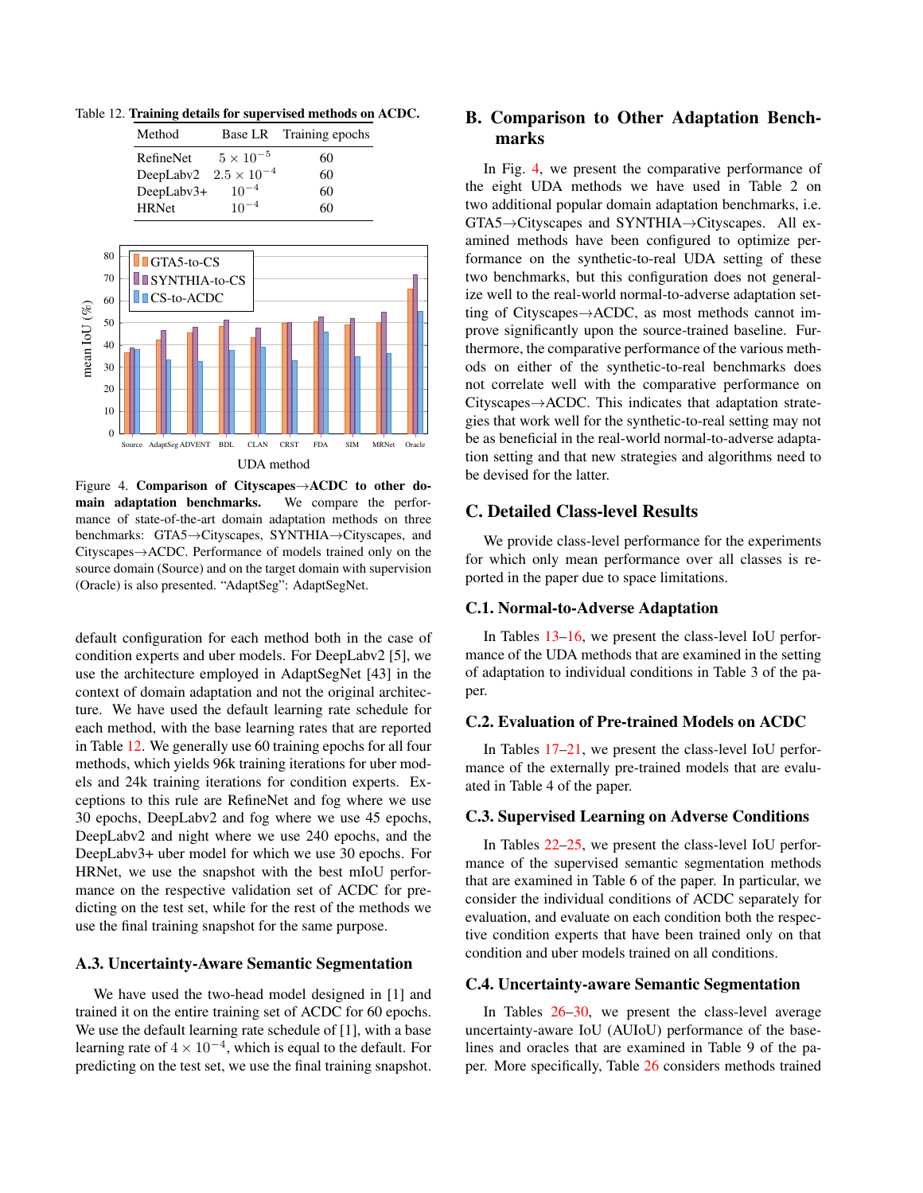Table 12. **Training details for supervised methods on ACDC.**

| Method | Base LR | Training epochs |
|---|---|---|
| RefineNet | $5 \times 10^{-5}$ | 60 |
| DeepLabv2 | $2.5 \times 10^{-4}$ | 60 |
| DeepLabv3+ | $10^{-4}$ | 60 |
| HRNet | $10^{-4}$ | 60 |

Figure 4. **Comparison of Cityscapes→ACDC to other domain adaptation benchmarks.** We compare the performance of state-of-the-art domain adaptation methods on three benchmarks: GTA5→Cityscapes, SYNTHIA→Cityscapes, and Cityscapes→ACDC. Performance of models trained only on the source domain (Source) and on the target domain with supervision (Oracle) is also presented. "AdaptSeg": AdaptSegNet.

default configuration for each method both in the case of condition experts and uber models. For DeepLabv2 [5], we use the architecture employed in AdaptSegNet [43] in the context of domain adaptation and not the original architecture. We have used the default learning rate schedule for each method, with the base learning rates that are reported in Table 12. We generally use 60 training epochs for all four methods, which yields 96k training iterations for uber models and 24k training iterations for condition experts. Exceptions to this rule are RefineNet and fog where we use 30 epochs, DeepLabv2 and fog where we use 45 epochs, DeepLabv2 and night where we use 240 epochs, and the DeepLabv3+ uber model for which we use 30 epochs. For HRNet, we use the snapshot with the best mIoU performance on the respective validation set of ACDC for predicting on the test set, while for the rest of the methods we use the final training snapshot for the same purpose.

### A.3. Uncertainty-Aware Semantic Segmentation

We have used the two-head model designed in [1] and trained it on the entire training set of ACDC for 60 epochs. We use the default learning rate schedule of [1], with a base learning rate of $4 \times 10^{-4}$, which is equal to the default. For predicting on the test set, we use the final training snapshot.

## B. Comparison to Other Adaptation Benchmarks

In Fig. 4, we present the comparative performance of the eight UDA methods we have used in Table 2 on two additional popular domain adaptation benchmarks, i.e. GTA5→Cityscapes and SYNTHIA→Cityscapes. All examined methods have been configured to optimize performance on the synthetic-to-real UDA setting of these two benchmarks, but this configuration does not generalize well to the real-world normal-to-adverse adaptation setting of Cityscapes→ACDC, as most methods cannot improve significantly upon the source-trained baseline. Furthermore, the comparative performance of the various methods on either of the synthetic-to-real benchmarks does not correlate well with the comparative performance on Cityscapes→ACDC. This indicates that adaptation strategies that work well for the synthetic-to-real setting may not be as beneficial in the real-world normal-to-adverse adaptation setting and that new strategies and algorithms need to be devised for the latter.

## C. Detailed Class-level Results

We provide class-level performance for the experiments for which only mean performance over all classes is reported in the paper due to space limitations.

### C.1. Normal-to-Adverse Adaptation

In Tables 13–16, we present the class-level IoU performance of the UDA methods that are examined in the setting of adaptation to individual conditions in Table 3 of the paper.

### C.2. Evaluation of Pre-trained Models on ACDC

In Tables 17–21, we present the class-level IoU performance of the externally pre-trained models that are evaluated in Table 4 of the paper.

### C.3. Supervised Learning on Adverse Conditions

In Tables 22–25, we present the class-level IoU performance of the supervised semantic segmentation methods that are examined in Table 6 of the paper. In particular, we consider the individual conditions of ACDC separately for evaluation, and evaluate on each condition both the respective condition experts that have been trained only on that condition and uber models trained on all conditions.

### C.4. Uncertainty-aware Semantic Segmentation

In Tables 26–30, we present the class-level average uncertainty-aware IoU (AUIoU) performance of the baselines and oracles that are examined in Table 9 of the paper. More specifically, Table 26 considers methods trained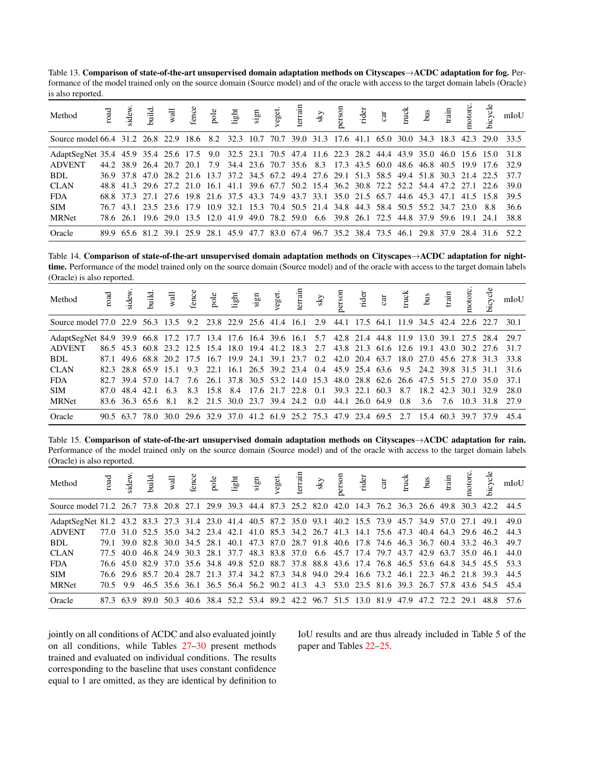Table 13. **Comparison of state-of-the-art unsupervised domain adaptation methods on Cityscapes→ACDC adaptation for fog.** Performance of the model trained only on the source domain (Source model) and of the oracle with access to the target domain labels (Oracle) is also reported.

| Method | road | sidew. | build. | wall | fence | pole | light | sign | veget. | terrain | sky | person | rider | car | truck | bus | train | motorc. | bicycle | mIoU |
|---|---|---|---|---|---|---|---|---|---|---|---|---|---|---|---|---|---|---|---|---|
| Source model | 66.4 | 31.2 | 26.8 | 22.9 | 18.6 | 8.2 | 32.3 | 10.7 | 70.7 | 39.0 | 31.3 | 17.6 | 41.1 | 65.0 | 30.0 | 34.3 | 18.3 | 42.3 | 29.0 | 33.5 |
| AdaptSegNet | 35.4 | 45.9 | 35.4 | 25.6 | 17.5 | 9.0 | 32.5 | 23.1 | 70.5 | 47.4 | 11.6 | 22.3 | 28.2 | 44.4 | 43.9 | 35.0 | 46.0 | 15.6 | 15.0 | 31.8 |
| ADVENT | 44.2 | 38.9 | 26.4 | 20.7 | 20.1 | 7.9 | 34.4 | 23.6 | 70.7 | 35.6 | 8.3 | 17.3 | 43.5 | 60.0 | 48.6 | 46.8 | 40.5 | 19.9 | 17.6 | 32.9 |
| BDL | 36.9 | 37.8 | 47.0 | 28.2 | 21.6 | 13.7 | 37.2 | 34.5 | 67.2 | 49.4 | 27.6 | 29.1 | 51.3 | 58.5 | 49.4 | 51.8 | 30.3 | 21.4 | 22.5 | 37.7 |
| CLAN | 48.8 | 41.3 | 29.6 | 27.2 | 21.0 | 16.1 | 41.1 | 39.6 | 67.7 | 50.2 | 15.4 | 36.2 | 30.8 | 72.2 | 52.2 | 54.4 | 47.2 | 27.1 | 22.6 | 39.0 |
| FDA | 68.8 | 37.3 | 27.1 | 27.6 | 19.8 | 21.6 | 37.5 | 43.3 | 74.9 | 43.7 | 33.1 | 35.0 | 21.5 | 65.7 | 44.6 | 45.3 | 47.1 | 41.5 | 15.8 | 39.5 |
| SIM | 76.7 | 43.1 | 23.5 | 23.6 | 17.9 | 10.9 | 32.1 | 15.3 | 70.4 | 50.5 | 21.4 | 34.8 | 44.3 | 58.4 | 50.5 | 55.2 | 34.7 | 23.0 | 8.8 | 36.6 |
| MRNet | 78.6 | 26.1 | 19.6 | 29.0 | 13.5 | 12.0 | 41.9 | 49.0 | 78.2 | 59.0 | 6.6 | 39.8 | 26.1 | 72.5 | 44.8 | 37.9 | 59.6 | 19.1 | 24.1 | 38.8 |
| Oracle | 89.9 | 65.6 | 81.2 | 39.1 | 25.9 | 28.1 | 45.9 | 47.7 | 83.0 | 67.4 | 96.7 | 35.2 | 38.4 | 73.5 | 46.1 | 29.8 | 37.9 | 28.4 | 31.6 | 52.2 |

Table 14. **Comparison of state-of-the-art unsupervised domain adaptation methods on Cityscapes→ACDC adaptation for nighttime.** Performance of the model trained only on the source domain (Source model) and of the oracle with access to the target domain labels (Oracle) is also reported.

| Method | road | sidew. | build. | wall | fence | pole | light | sign | veget. | terrain | sky | person | rider | car | truck | bus | train | motorc. | bicycle | mIoU |
|---|---|---|---|---|---|---|---|---|---|---|---|---|---|---|---|---|---|---|---|---|
| Source model | 77.0 | 22.9 | 56.3 | 13.5 | 9.2 | 23.8 | 22.9 | 25.6 | 41.4 | 16.1 | 2.9 | 44.1 | 17.5 | 64.1 | 11.9 | 34.5 | 42.4 | 22.6 | 22.7 | 30.1 |
| AdaptSegNet | 84.9 | 39.9 | 66.8 | 17.2 | 17.7 | 13.4 | 17.6 | 16.4 | 39.6 | 16.1 | 5.7 | 42.8 | 21.4 | 44.8 | 11.9 | 13.0 | 39.1 | 27.5 | 28.4 | 29.7 |
| ADVENT | 86.5 | 45.3 | 60.8 | 23.2 | 12.5 | 15.4 | 18.0 | 19.4 | 41.2 | 18.3 | 2.7 | 43.8 | 21.3 | 61.6 | 12.6 | 19.1 | 43.0 | 30.2 | 27.6 | 31.7 |
| BDL | 87.1 | 49.6 | 68.8 | 20.2 | 17.5 | 16.7 | 19.9 | 24.1 | 39.1 | 23.7 | 0.2 | 42.0 | 20.4 | 63.7 | 18.0 | 27.0 | 45.6 | 27.8 | 31.3 | 33.8 |
| CLAN | 82.3 | 28.8 | 65.9 | 15.1 | 9.3 | 22.1 | 16.1 | 26.5 | 39.2 | 23.4 | 0.4 | 45.9 | 25.4 | 63.6 | 9.5 | 24.2 | 39.8 | 31.5 | 31.1 | 31.6 |
| FDA | 82.7 | 39.4 | 57.0 | 14.7 | 7.6 | 26.1 | 37.8 | 30.5 | 53.2 | 14.0 | 15.3 | 48.0 | 28.8 | 62.6 | 26.6 | 47.5 | 51.5 | 27.0 | 35.0 | 37.1 |
| SIM | 87.0 | 48.4 | 42.1 | 6.3 | 8.3 | 15.8 | 8.4 | 17.6 | 21.7 | 22.8 | 0.1 | 39.3 | 22.1 | 60.3 | 8.7 | 18.2 | 42.3 | 30.1 | 32.9 | 28.0 |
| MRNet | 83.6 | 36.3 | 65.6 | 8.1 | 8.2 | 21.5 | 30.0 | 23.7 | 39.4 | 24.2 | 0.0 | 44.1 | 26.0 | 64.9 | 0.8 | 3.6 | 7.6 | 10.3 | 31.8 | 27.9 |
| Oracle | 90.5 | 63.7 | 78.0 | 30.0 | 29.6 | 32.9 | 37.0 | 41.2 | 61.9 | 25.2 | 75.3 | 47.9 | 23.4 | 69.5 | 2.7 | 15.4 | 60.3 | 39.7 | 37.9 | 45.4 |

Table 15. **Comparison of state-of-the-art unsupervised domain adaptation methods on Cityscapes→ACDC adaptation for rain.** Performance of the model trained only on the source domain (Source model) and of the oracle with access to the target domain labels (Oracle) is also reported.

| Method | road | sidew. | build. | wall | fence | pole | light | sign | veget. | terrain | sky | person | rider | car | truck | bus | train | motorc. | bicycle | mIoU |
|---|---|---|---|---|---|---|---|---|---|---|---|---|---|---|---|---|---|---|---|---|
| Source model | 71.2 | 26.7 | 73.8 | 20.8 | 27.1 | 29.9 | 39.3 | 44.4 | 87.3 | 25.2 | 82.0 | 42.0 | 14.3 | 76.2 | 36.3 | 26.6 | 49.8 | 30.3 | 42.2 | 44.5 |
| AdaptSegNet | 81.2 | 43.2 | 83.3 | 27.3 | 31.4 | 23.0 | 41.4 | 40.5 | 87.2 | 35.0 | 93.1 | 40.2 | 15.5 | 73.9 | 45.7 | 34.9 | 57.0 | 27.1 | 49.1 | 49.0 |
| ADVENT | 77.0 | 31.0 | 52.5 | 35.0 | 34.2 | 23.4 | 42.1 | 41.0 | 85.3 | 34.2 | 26.7 | 41.3 | 14.1 | 75.6 | 47.3 | 40.4 | 64.3 | 29.6 | 46.2 | 44.3 |
| BDL | 79.1 | 39.0 | 82.8 | 30.0 | 34.5 | 28.1 | 40.1 | 47.3 | 87.0 | 28.7 | 91.8 | 40.6 | 17.8 | 74.6 | 46.3 | 36.7 | 60.4 | 33.2 | 46.3 | 49.7 |
| CLAN | 77.5 | 40.0 | 46.8 | 24.9 | 30.3 | 28.1 | 37.7 | 48.3 | 83.8 | 37.0 | 6.6 | 45.7 | 17.4 | 79.7 | 43.7 | 42.9 | 63.7 | 35.0 | 46.1 | 44.0 |
| FDA | 76.6 | 45.0 | 82.9 | 37.0 | 35.6 | 34.8 | 49.8 | 52.0 | 88.7 | 37.8 | 88.8 | 43.6 | 17.4 | 76.8 | 46.5 | 53.6 | 64.8 | 34.5 | 45.5 | 53.3 |
| SIM | 76.6 | 29.6 | 85.7 | 20.4 | 28.7 | 21.3 | 37.4 | 34.2 | 87.3 | 34.8 | 94.0 | 29.4 | 16.6 | 73.2 | 46.1 | 22.3 | 46.2 | 21.8 | 39.3 | 44.5 |
| MRNet | 70.5 | 9.9 | 46.5 | 35.6 | 36.1 | 36.5 | 56.4 | 56.2 | 90.2 | 41.3 | 4.3 | 53.0 | 23.5 | 81.6 | 39.3 | 26.7 | 57.8 | 43.6 | 54.5 | 45.4 |
| Oracle | 87.3 | 63.9 | 89.0 | 50.3 | 40.6 | 38.4 | 52.2 | 53.4 | 89.2 | 42.2 | 96.7 | 51.5 | 13.0 | 81.9 | 47.9 | 47.2 | 72.2 | 29.1 | 48.8 | 57.6 |

jointly on all conditions of ACDC and also evaluated jointly on all conditions, while Tables 27–30 present methods trained and evaluated on individual conditions. The results corresponding to the baseline that uses constant confidence equal to 1 are omitted, as they are identical by definition to IoU results and are thus already included in Table 5 of the paper and Tables 22–25.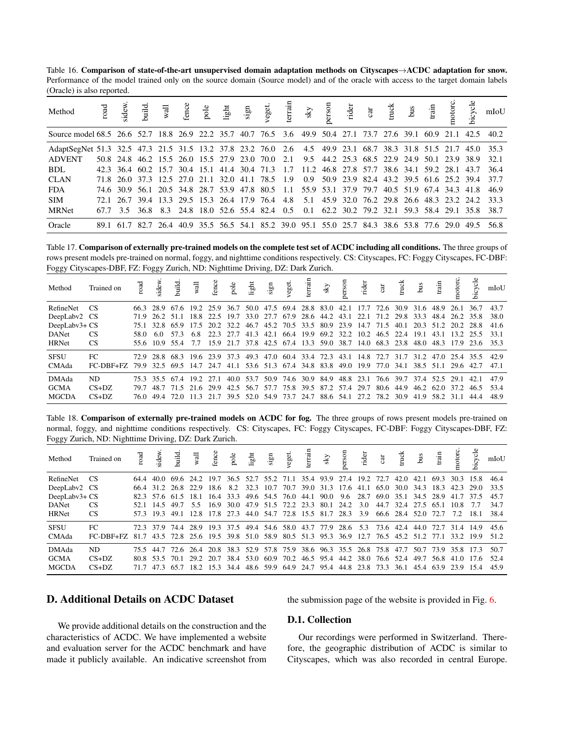Table 16. **Comparison of state-of-the-art unsupervised domain adaptation methods on Cityscapes→ACDC adaptation for snow.** Performance of the model trained only on the source domain (Source model) and of the oracle with access to the target domain labels (Oracle) is also reported.

| Method | road | sidew. | build. | wall | fence | pole | light | sign | veget. | terrain | sky | person | rider | car | truck | bus | train | motorc. | bicycle | mIoU |
|---|---|---|---|---|---|---|---|---|---|---|---|---|---|---|---|---|---|---|---|---|
| Source model | 68.5 | 26.6 | 52.7 | 18.8 | 26.9 | 22.2 | 35.7 | 40.7 | 76.5 | 3.6 | 49.9 | 50.4 | 27.1 | 73.7 | 27.6 | 39.1 | 60.9 | 21.1 | 42.5 | 40.2 |
| AdaptSegNet | 51.3 | 32.5 | 47.3 | 21.5 | 31.5 | 13.2 | 37.8 | 23.2 | 76.0 | 2.6 | 4.5 | 49.9 | 23.1 | 68.7 | 38.3 | 31.8 | 51.5 | 21.7 | 45.0 | 35.3 |
| ADVENT | 50.8 | 24.8 | 46.2 | 15.5 | 26.0 | 15.5 | 27.9 | 23.0 | 70.0 | 2.1 | 9.5 | 44.2 | 25.3 | 68.5 | 22.9 | 24.9 | 50.1 | 23.9 | 38.9 | 32.1 |
| BDL | 42.3 | 36.4 | 60.2 | 15.7 | 30.4 | 15.1 | 41.4 | 30.4 | 71.3 | 1.7 | 11.2 | 46.8 | 27.8 | 57.7 | 38.6 | 34.1 | 59.2 | 28.1 | 43.7 | 36.4 |
| CLAN | 71.8 | 26.0 | 37.3 | 12.5 | 27.0 | 21.1 | 32.0 | 41.1 | 78.5 | 1.9 | 0.9 | 50.9 | 23.9 | 82.4 | 43.2 | 39.5 | 61.6 | 25.2 | 39.4 | 37.7 |
| FDA | 74.6 | 30.9 | 56.1 | 20.5 | 34.8 | 28.7 | 53.9 | 47.8 | 80.5 | 1.1 | 55.9 | 53.1 | 37.9 | 79.7 | 40.5 | 51.9 | 67.4 | 34.3 | 41.8 | 46.9 |
| SIM | 72.1 | 26.7 | 39.4 | 13.3 | 29.5 | 15.3 | 26.4 | 17.9 | 76.4 | 4.8 | 5.1 | 45.9 | 32.0 | 76.2 | 29.8 | 26.6 | 48.3 | 23.2 | 24.2 | 33.3 |
| MRNet | 67.7 | 3.5 | 36.8 | 8.3 | 24.8 | 18.0 | 52.6 | 55.4 | 82.4 | 0.5 | 0.1 | 62.2 | 30.2 | 79.2 | 32.1 | 59.3 | 58.4 | 29.1 | 35.8 | 38.7 |
| Oracle | 89.1 | 61.7 | 82.7 | 26.4 | 40.9 | 35.5 | 56.5 | 54.1 | 85.2 | 39.0 | 95.1 | 55.0 | 25.7 | 84.3 | 38.6 | 53.8 | 77.6 | 29.0 | 49.5 | 56.8 |

Table 17. **Comparison of externally pre-trained models on the complete test set of ACDC including all conditions.** The three groups of rows present models pre-trained on normal, foggy, and nighttime conditions respectively. CS: Cityscapes, FC: Foggy Cityscapes, FC-DBF: Foggy Cityscapes-DBF, FZ: Foggy Zurich, ND: Nighttime Driving, DZ: Dark Zurich.

| Method | Trained on | road | sidew. | build. | wall | fence | pole | light | sign | veget. | terrain | sky | person | rider | car | truck | bus | train | motorc. | bicycle | mIoU |
|---|---|---|---|---|---|---|---|---|---|---|---|---|---|---|---|---|---|---|---|---|---|
| RefineNet | CS | 66.3 | 28.9 | 67.6 | 19.2 | 25.9 | 36.7 | 50.0 | 47.5 | 69.4 | 28.8 | 83.0 | 42.1 | 17.7 | 72.6 | 30.9 | 31.6 | 48.9 | 26.1 | 36.7 | 43.7 |
| DeepLabv2 | CS | 71.9 | 26.2 | 51.1 | 18.8 | 22.5 | 19.7 | 33.0 | 27.7 | 67.9 | 28.6 | 44.2 | 43.1 | 22.1 | 71.2 | 29.8 | 33.3 | 48.4 | 26.2 | 35.8 | 38.0 |
| DeepLabv3+ | CS | 75.1 | 32.8 | 65.9 | 17.5 | 20.2 | 32.2 | 46.7 | 45.2 | 70.5 | 33.5 | 80.9 | 23.9 | 14.7 | 71.5 | 40.1 | 20.3 | 51.2 | 20.2 | 28.8 | 41.6 |
| DANet | CS | 58.0 | 6.0 | 57.3 | 6.8 | 22.3 | 27.7 | 41.3 | 42.1 | 66.4 | 19.9 | 69.2 | 32.2 | 10.2 | 46.5 | 22.4 | 19.1 | 43.1 | 13.2 | 25.5 | 33.1 |
| HRNet | CS | 55.6 | 10.9 | 55.4 | 7.7 | 15.9 | 21.7 | 37.8 | 42.5 | 67.4 | 13.3 | 59.0 | 38.7 | 14.0 | 68.3 | 23.8 | 48.0 | 48.3 | 17.9 | 23.6 | 35.3 |
| SFSU | FC | 72.9 | 28.8 | 68.3 | 19.6 | 23.9 | 37.3 | 49.3 | 47.0 | 60.4 | 33.4 | 72.3 | 43.1 | 14.8 | 72.7 | 31.7 | 31.2 | 47.0 | 25.4 | 35.5 | 42.9 |
| CMAda | FC-DBF+FZ | 79.9 | 32.5 | 69.5 | 14.7 | 24.7 | 41.1 | 53.6 | 51.3 | 67.4 | 34.8 | 83.8 | 49.0 | 19.9 | 77.0 | 34.1 | 38.5 | 51.1 | 29.6 | 42.7 | 47.1 |
| DMAda | ND | 75.3 | 35.5 | 67.4 | 19.2 | 27.1 | 40.0 | 53.7 | 50.9 | 74.6 | 30.9 | 84.9 | 48.8 | 23.1 | 76.6 | 39.7 | 37.4 | 52.5 | 29.1 | 42.1 | 47.9 |
| GCMA | CS+DZ | 79.7 | 48.7 | 71.5 | 21.6 | 29.9 | 42.5 | 56.7 | 57.7 | 75.8 | 39.5 | 87.2 | 57.4 | 29.7 | 80.6 | 44.9 | 46.2 | 62.0 | 37.2 | 46.5 | 53.4 |
| MGCDA | CS+DZ | 76.0 | 49.4 | 72.0 | 11.3 | 21.7 | 39.5 | 52.0 | 54.9 | 73.7 | 24.7 | 88.6 | 54.1 | 27.2 | 78.2 | 30.9 | 41.9 | 58.2 | 31.1 | 44.4 | 48.9 |

Table 18. **Comparison of externally pre-trained models on ACDC for fog.** The three groups of rows present models pre-trained on normal, foggy, and nighttime conditions respectively. CS: Cityscapes, FC: Foggy Cityscapes, FC-DBF: Foggy Cityscapes-DBF, FZ: Foggy Zurich, ND: Nighttime Driving, DZ: Dark Zurich.

| Method | Trained on | road | sidew. | build. | wall | fence | pole | light | sign | veget. | terrain | sky | person | rider | car | truck | bus | train | motorc. | bicycle | mIoU |
|---|---|---|---|---|---|---|---|---|---|---|---|---|---|---|---|---|---|---|---|---|---|
| RefineNet | CS | 64.4 | 40.0 | 69.6 | 24.2 | 19.7 | 36.5 | 52.7 | 55.2 | 71.1 | 35.4 | 93.9 | 27.4 | 19.2 | 72.7 | 42.0 | 42.1 | 69.3 | 30.3 | 15.8 | 46.4 |
| DeepLabv2 | CS | 66.4 | 31.2 | 26.8 | 22.9 | 18.6 | 8.2 | 32.3 | 10.7 | 70.7 | 39.0 | 31.3 | 17.6 | 41.1 | 65.0 | 30.0 | 34.3 | 18.3 | 42.3 | 29.0 | 33.5 |
| DeepLabv3+ | CS | 82.3 | 57.6 | 61.5 | 18.1 | 16.4 | 33.3 | 49.6 | 54.5 | 76.0 | 44.1 | 90.0 | 9.6 | 28.7 | 69.0 | 35.1 | 34.5 | 28.9 | 41.7 | 37.5 | 45.7 |
| DANet | CS | 52.1 | 14.5 | 49.7 | 5.5 | 16.9 | 30.0 | 47.9 | 51.5 | 72.2 | 23.3 | 80.1 | 24.2 | 3.0 | 44.7 | 32.4 | 27.5 | 65.1 | 10.8 | 7.7 | 34.7 |
| HRNet | CS | 57.3 | 19.3 | 49.1 | 12.8 | 17.8 | 27.3 | 44.0 | 54.7 | 72.8 | 15.5 | 81.7 | 28.3 | 3.9 | 66.6 | 28.4 | 52.0 | 72.7 | 7.2 | 18.1 | 38.4 |
| SFSU | FC | 72.3 | 37.9 | 74.4 | 28.9 | 19.3 | 37.5 | 49.4 | 54.6 | 58.0 | 43.7 | 77.9 | 28.6 | 5.3 | 73.6 | 42.4 | 44.0 | 72.7 | 31.4 | 14.9 | 45.6 |
| CMAda | FC-DBF+FZ | 81.7 | 43.5 | 72.8 | 25.6 | 19.5 | 39.8 | 51.0 | 58.9 | 80.5 | 51.3 | 95.3 | 36.9 | 12.7 | 76.5 | 45.2 | 51.2 | 77.1 | 33.2 | 19.9 | 51.2 |
| DMAda | ND | 75.5 | 44.7 | 72.6 | 26.4 | 20.8 | 38.3 | 52.9 | 57.8 | 75.9 | 38.6 | 96.3 | 35.5 | 26.8 | 75.8 | 47.7 | 50.7 | 73.9 | 35.8 | 17.3 | 50.7 |
| GCMA | CS+DZ | 80.8 | 53.5 | 70.1 | 29.2 | 20.7 | 38.4 | 53.0 | 60.9 | 70.2 | 46.5 | 95.4 | 44.2 | 38.0 | 76.6 | 52.4 | 49.7 | 56.8 | 41.0 | 17.6 | 52.4 |
| MGCDA | CS+DZ | 71.7 | 47.3 | 65.7 | 18.2 | 15.3 | 34.4 | 48.6 | 59.9 | 64.9 | 24.7 | 95.4 | 44.8 | 23.8 | 73.3 | 36.1 | 45.4 | 63.9 | 23.9 | 15.4 | 45.9 |

## D. Additional Details on ACDC Dataset

We provide additional details on the construction and the characteristics of ACDC. We have implemented a website and evaluation server for the ACDC benchmark and have made it publicly available. An indicative screenshot from the submission page of the website is provided in Fig. 6.

### D.1. Collection

Our recordings were performed in Switzerland. Therefore, the geographic distribution of ACDC is similar to Cityscapes, which was also recorded in central Europe.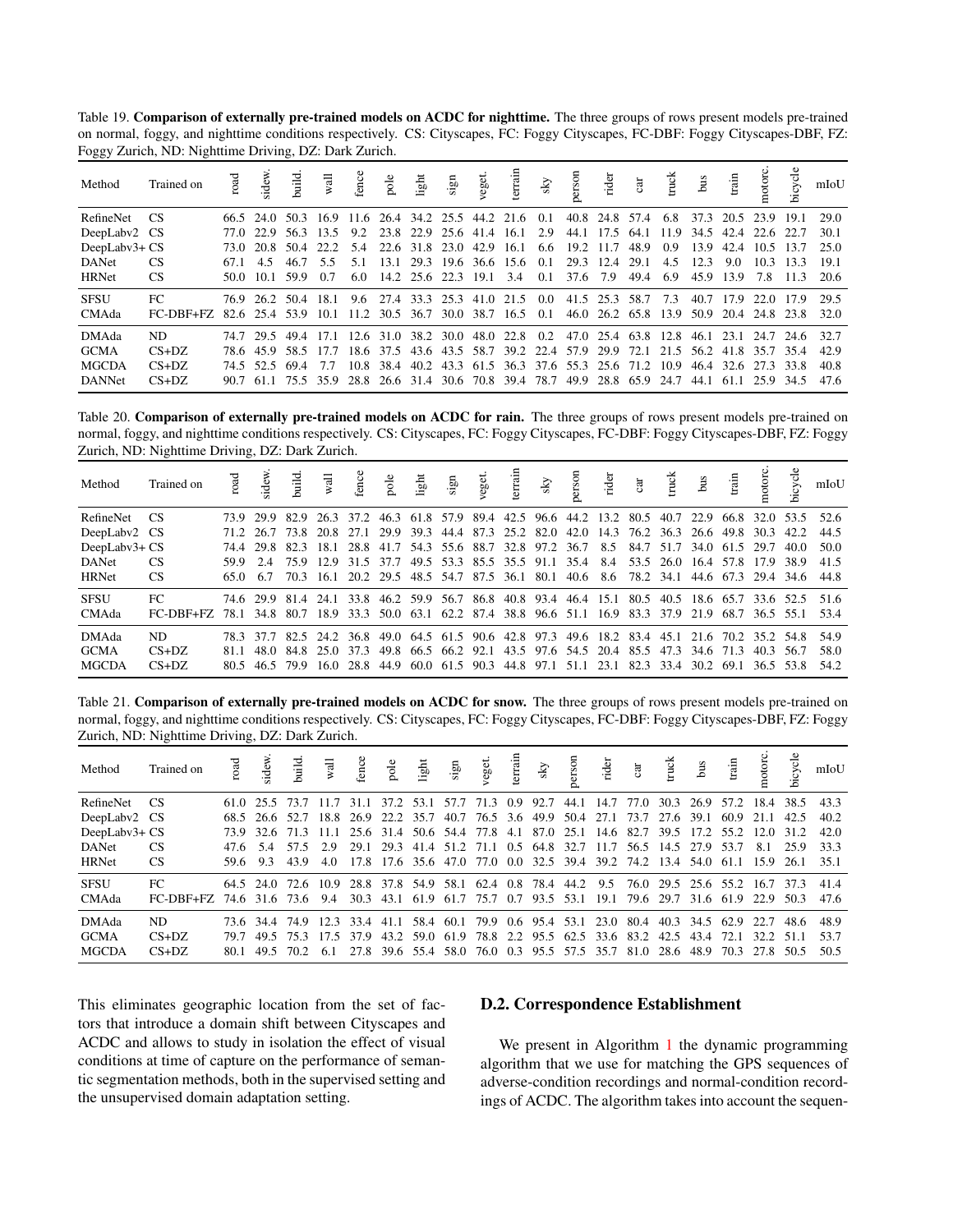Table 19. **Comparison of externally pre-trained models on ACDC for nighttime.** The three groups of rows present models pre-trained on normal, foggy, and nighttime conditions respectively. CS: Cityscapes, FC: Foggy Cityscapes, FC-DBF: Foggy Cityscapes-DBF, FZ: Foggy Zurich, ND: Nighttime Driving, DZ: Dark Zurich.

| Method | Trained on | road | sidew. | build. | wall | fence | pole | light | sign | veget. | terrain | sky | person | rider | car | truck | bus | train | motorc. | bicycle | mIoU |
|---|---|---|---|---|---|---|---|---|---|---|---|---|---|---|---|---|---|---|---|---|---|
| RefineNet | CS | 66.5 | 24.0 | 50.3 | 16.9 | 11.6 | 26.4 | 34.2 | 25.5 | 44.2 | 21.6 | 0.1 | 40.8 | 24.8 | 57.4 | 6.8 | 37.3 | 20.5 | 23.9 | 19.1 | 29.0 |
| DeepLabv2 | CS | 77.0 | 22.9 | 56.3 | 13.5 | 9.2 | 23.8 | 22.9 | 25.6 | 41.4 | 16.1 | 2.9 | 44.1 | 17.5 | 64.1 | 11.9 | 34.5 | 42.4 | 22.6 | 22.7 | 30.1 |
| DeepLabv3+ | CS | 73.0 | 20.8 | 50.4 | 22.2 | 5.4 | 22.6 | 31.8 | 23.0 | 42.9 | 16.1 | 6.6 | 19.2 | 11.7 | 48.9 | 0.9 | 13.9 | 42.4 | 10.5 | 13.7 | 25.0 |
| DANet | CS | 67.1 | 4.5 | 46.7 | 5.5 | 5.1 | 13.1 | 29.3 | 19.6 | 36.6 | 15.6 | 0.1 | 29.3 | 12.4 | 29.1 | 4.5 | 12.3 | 9.0 | 10.3 | 13.3 | 19.1 |
| HRNet | CS | 50.0 | 10.1 | 59.9 | 0.7 | 6.0 | 14.2 | 25.6 | 22.3 | 19.1 | 3.4 | 0.1 | 37.6 | 7.9 | 49.4 | 6.9 | 45.9 | 13.9 | 7.8 | 11.3 | 20.6 |
| SFSU | FC | 76.9 | 26.2 | 50.4 | 18.1 | 9.6 | 27.4 | 33.3 | 25.3 | 41.0 | 21.5 | 0.0 | 41.5 | 25.3 | 58.7 | 7.3 | 40.7 | 17.9 | 22.0 | 17.9 | 29.5 |
| CMAda | FC-DBF+FZ | 82.6 | 25.4 | 53.9 | 10.1 | 11.2 | 30.5 | 36.7 | 30.0 | 38.7 | 16.5 | 0.1 | 46.0 | 26.2 | 65.8 | 13.9 | 50.9 | 20.4 | 24.8 | 23.8 | 32.0 |
| DMAda | ND | 74.7 | 29.5 | 49.4 | 17.1 | 12.6 | 31.0 | 38.2 | 30.0 | 48.0 | 22.8 | 0.2 | 47.0 | 25.4 | 63.8 | 12.8 | 46.1 | 23.1 | 24.7 | 24.6 | 32.7 |
| GCMA | CS+DZ | 78.6 | 45.9 | 58.5 | 17.7 | 18.6 | 37.5 | 43.6 | 43.5 | 58.7 | 39.2 | 22.4 | 57.9 | 29.9 | 72.1 | 21.5 | 56.2 | 41.8 | 35.7 | 35.4 | 42.9 |
| MGCDA | CS+DZ | 74.5 | 52.5 | 69.4 | 7.7 | 10.8 | 38.4 | 40.2 | 43.3 | 61.5 | 36.3 | 37.6 | 55.3 | 25.6 | 71.2 | 10.9 | 46.4 | 32.6 | 27.3 | 33.8 | 40.8 |
| DANNet | CS+DZ | 90.7 | 61.1 | 75.5 | 35.9 | 28.8 | 26.6 | 31.4 | 30.6 | 70.8 | 39.4 | 78.7 | 49.9 | 28.8 | 65.9 | 24.7 | 44.1 | 61.1 | 25.9 | 34.5 | 47.6 |

Table 20. **Comparison of externally pre-trained models on ACDC for rain.** The three groups of rows present models pre-trained on normal, foggy, and nighttime conditions respectively. CS: Cityscapes, FC: Foggy Cityscapes, FC-DBF: Foggy Cityscapes-DBF, FZ: Foggy Zurich, ND: Nighttime Driving, DZ: Dark Zurich.

| Method | Trained on | road | sidew. | build. | wall | fence | pole | light | sign | veget. | terrain | sky | person | rider | car | truck | bus | train | motorc. | bicycle | mIoU |
|---|---|---|---|---|---|---|---|---|---|---|---|---|---|---|---|---|---|---|---|---|---|
| RefineNet | CS | 73.9 | 29.9 | 82.9 | 26.3 | 37.2 | 46.3 | 61.8 | 57.9 | 89.4 | 42.5 | 96.6 | 44.2 | 13.2 | 80.5 | 40.7 | 22.9 | 66.8 | 32.0 | 53.5 | 52.6 |
| DeepLabv2 | CS | 71.2 | 26.7 | 73.8 | 20.8 | 27.1 | 29.9 | 39.3 | 44.4 | 87.3 | 25.2 | 82.0 | 42.0 | 14.3 | 76.2 | 36.3 | 26.6 | 49.8 | 30.3 | 42.2 | 44.5 |
| DeepLabv3+ | CS | 74.4 | 29.8 | 82.3 | 18.1 | 28.8 | 41.7 | 54.3 | 55.6 | 88.7 | 32.8 | 97.2 | 36.7 | 8.5 | 84.7 | 51.7 | 34.0 | 61.5 | 29.7 | 40.0 | 50.0 |
| DANet | CS | 59.9 | 2.4 | 75.9 | 12.9 | 31.5 | 37.7 | 49.5 | 53.3 | 85.5 | 35.5 | 91.1 | 35.4 | 8.4 | 53.5 | 26.0 | 16.4 | 57.8 | 17.9 | 38.9 | 41.5 |
| HRNet | CS | 65.0 | 6.7 | 70.3 | 16.1 | 20.2 | 29.5 | 48.5 | 54.7 | 87.5 | 36.1 | 80.1 | 40.6 | 8.6 | 78.2 | 34.1 | 44.6 | 67.3 | 29.4 | 34.6 | 44.8 |
| SFSU | FC | 74.6 | 29.9 | 81.4 | 24.1 | 33.8 | 46.2 | 59.9 | 56.7 | 86.8 | 40.8 | 93.4 | 46.4 | 15.1 | 80.5 | 40.5 | 18.6 | 65.7 | 33.6 | 52.5 | 51.6 |
| CMAda | FC-DBF+FZ | 78.1 | 34.8 | 80.7 | 18.9 | 33.3 | 50.0 | 63.1 | 62.2 | 87.4 | 38.8 | 96.6 | 51.1 | 16.9 | 83.3 | 37.9 | 21.9 | 68.7 | 36.5 | 55.1 | 53.4 |
| DMAda | ND | 78.3 | 37.7 | 82.5 | 24.2 | 36.8 | 49.0 | 64.5 | 61.5 | 90.6 | 42.8 | 97.3 | 49.6 | 18.2 | 83.4 | 45.1 | 21.6 | 70.2 | 35.2 | 54.8 | 54.9 |
| GCMA | CS+DZ | 81.1 | 48.0 | 84.8 | 25.0 | 37.3 | 49.8 | 66.5 | 66.2 | 92.1 | 43.5 | 97.6 | 54.5 | 20.4 | 85.5 | 47.3 | 34.6 | 71.3 | 40.3 | 56.7 | 58.0 |
| MGCDA | CS+DZ | 80.5 | 46.5 | 79.9 | 16.0 | 28.8 | 44.9 | 60.0 | 61.5 | 90.3 | 44.8 | 97.1 | 51.1 | 23.1 | 82.3 | 33.4 | 30.2 | 69.1 | 36.5 | 53.8 | 54.2 |

Table 21. **Comparison of externally pre-trained models on ACDC for snow.** The three groups of rows present models pre-trained on normal, foggy, and nighttime conditions respectively. CS: Cityscapes, FC: Foggy Cityscapes, FC-DBF: Foggy Cityscapes-DBF, FZ: Foggy Zurich, ND: Nighttime Driving, DZ: Dark Zurich.

| Method | Trained on | road | sidew. | build. | wall | fence | pole | light | sign | veget. | terrain | sky | person | rider | car | truck | bus | train | motorc. | bicycle | mIoU |
|---|---|---|---|---|---|---|---|---|---|---|---|---|---|---|---|---|---|---|---|---|---|
| RefineNet | CS | 61.0 | 25.5 | 73.7 | 11.7 | 31.1 | 37.2 | 53.1 | 57.7 | 71.3 | 0.9 | 92.7 | 44.1 | 14.7 | 77.0 | 30.3 | 26.9 | 57.2 | 18.4 | 38.5 | 43.3 |
| DeepLabv2 | CS | 68.5 | 26.6 | 52.7 | 18.8 | 26.9 | 22.2 | 35.7 | 40.7 | 76.5 | 3.6 | 49.9 | 50.4 | 27.1 | 73.7 | 27.6 | 39.1 | 60.9 | 21.1 | 42.5 | 40.2 |
| DeepLabv3+ | CS | 73.9 | 32.6 | 71.3 | 11.1 | 25.6 | 31.4 | 50.6 | 54.4 | 77.8 | 4.1 | 87.0 | 25.1 | 14.6 | 82.7 | 39.5 | 17.2 | 55.2 | 12.0 | 31.2 | 42.0 |
| DANet | CS | 47.6 | 5.4 | 57.5 | 2.9 | 29.1 | 29.3 | 41.4 | 51.2 | 71.1 | 0.5 | 64.8 | 32.7 | 11.7 | 56.5 | 14.5 | 27.9 | 53.7 | 8.1 | 25.9 | 33.3 |
| HRNet | CS | 59.6 | 9.3 | 43.9 | 4.0 | 17.8 | 17.6 | 35.6 | 47.0 | 77.0 | 0.0 | 32.5 | 39.4 | 39.2 | 74.2 | 13.4 | 54.0 | 61.1 | 15.9 | 26.1 | 35.1 |
| SFSU | FC | 64.5 | 24.0 | 72.6 | 10.9 | 28.8 | 37.8 | 54.9 | 58.1 | 62.4 | 0.8 | 78.4 | 44.2 | 9.5 | 76.0 | 29.5 | 25.6 | 55.2 | 16.7 | 37.3 | 41.4 |
| CMAda | FC-DBF+FZ | 74.6 | 31.6 | 73.6 | 9.4 | 30.3 | 43.1 | 61.9 | 61.7 | 75.7 | 0.7 | 93.5 | 53.1 | 19.1 | 79.6 | 29.7 | 31.6 | 61.9 | 22.9 | 50.3 | 47.6 |
| DMAda | ND | 73.6 | 34.4 | 74.9 | 12.3 | 33.4 | 41.1 | 58.4 | 60.1 | 79.9 | 0.6 | 95.4 | 53.1 | 23.0 | 80.4 | 40.3 | 34.5 | 62.9 | 22.7 | 48.6 | 48.9 |
| GCMA | CS+DZ | 79.7 | 49.5 | 75.3 | 17.5 | 37.9 | 43.2 | 59.0 | 61.9 | 78.8 | 2.2 | 95.5 | 62.5 | 33.6 | 83.2 | 42.5 | 43.4 | 72.1 | 32.2 | 51.1 | 53.7 |
| MGCDA | CS+DZ | 80.1 | 49.5 | 70.2 | 6.1 | 27.8 | 39.6 | 55.4 | 58.0 | 76.0 | 0.3 | 95.5 | 57.5 | 35.7 | 81.0 | 28.6 | 48.9 | 70.3 | 27.8 | 50.5 | 50.5 |

This eliminates geographic location from the set of factors that introduce a domain shift between Cityscapes and ACDC and allows to study in isolation the effect of visual conditions at time of capture on the performance of semantic segmentation methods, both in the supervised setting and the unsupervised domain adaptation setting.

## D.2. Correspondence Establishment

We present in Algorithm 1 the dynamic programming algorithm that we use for matching the GPS sequences of adverse-condition recordings and normal-condition recordings of ACDC. The algorithm takes into account the sequen-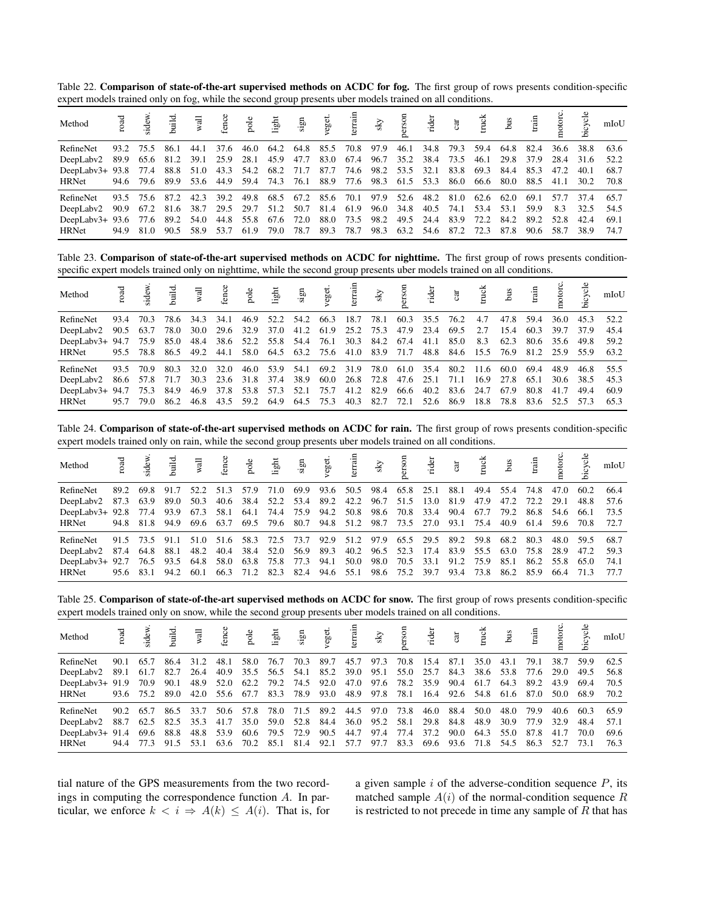Table 22. **Comparison of state-of-the-art supervised methods on ACDC for fog.** The first group of rows presents condition-specific expert models trained only on fog, while the second group presents uber models trained on all conditions.

| Method | road | sidew. | build. | wall | fence | pole | light | sign | veget. | terrain | sky | person | rider | car | truck | bus | train | motorc. | bicycle | mIoU |
|---|---|---|---|---|---|---|---|---|---|---|---|---|---|---|---|---|---|---|---|---|
| RefineNet | 93.2 | 75.5 | 86.1 | 44.1 | 37.6 | 46.0 | 64.2 | 64.8 | 85.5 | 70.8 | 97.9 | 46.1 | 34.8 | 79.3 | 59.4 | 64.8 | 82.4 | 36.6 | 38.8 | 63.6 |
| DeepLabv2 | 89.9 | 65.6 | 81.2 | 39.1 | 25.9 | 28.1 | 45.9 | 47.7 | 83.0 | 67.4 | 96.7 | 35.2 | 38.4 | 73.5 | 46.1 | 29.8 | 37.9 | 28.4 | 31.6 | 52.2 |
| DeepLabv3+ | 93.8 | 77.4 | 88.8 | 51.0 | 43.3 | 54.2 | 68.2 | 71.7 | 87.7 | 74.6 | 98.2 | 53.5 | 32.1 | 83.8 | 69.3 | 84.4 | 85.3 | 47.2 | 40.1 | 68.7 |
| HRNet | 94.6 | 79.6 | 89.9 | 53.6 | 44.9 | 59.4 | 74.3 | 76.1 | 88.9 | 77.6 | 98.3 | 61.5 | 53.3 | 86.0 | 66.6 | 80.0 | 88.5 | 41.1 | 30.2 | 70.8 |
| RefineNet | 93.5 | 75.6 | 87.2 | 42.3 | 39.2 | 49.8 | 68.5 | 67.2 | 85.6 | 70.1 | 97.9 | 52.6 | 48.2 | 81.0 | 62.6 | 62.0 | 69.1 | 57.7 | 37.4 | 65.7 |
| DeepLabv2 | 90.9 | 67.2 | 81.6 | 38.7 | 29.5 | 29.7 | 51.2 | 50.7 | 81.4 | 61.9 | 96.0 | 34.8 | 40.5 | 74.1 | 53.4 | 53.1 | 59.9 | 8.3 | 32.5 | 54.5 |
| DeepLabv3+ | 93.6 | 77.6 | 89.2 | 54.0 | 44.8 | 55.8 | 67.6 | 72.0 | 88.0 | 73.5 | 98.2 | 49.5 | 24.4 | 83.9 | 72.2 | 84.2 | 89.2 | 52.8 | 42.4 | 69.1 |
| HRNet | 94.9 | 81.0 | 90.5 | 58.9 | 53.7 | 61.9 | 79.0 | 78.7 | 89.3 | 78.7 | 98.3 | 63.2 | 54.6 | 87.2 | 72.3 | 87.8 | 90.6 | 58.7 | 38.9 | 74.7 |

Table 23. **Comparison of state-of-the-art supervised methods on ACDC for nighttime.** The first group of rows presents condition-specific expert models trained only on nighttime, while the second group presents uber models trained on all conditions.

| Method | road | sidew. | build. | wall | fence | pole | light | sign | veget. | terrain | sky | person | rider | car | truck | bus | train | motorc. | bicycle | mIoU |
|---|---|---|---|---|---|---|---|---|---|---|---|---|---|---|---|---|---|---|---|---|
| RefineNet | 93.4 | 70.3 | 78.6 | 34.3 | 34.1 | 46.9 | 52.2 | 54.2 | 66.3 | 18.7 | 78.1 | 60.3 | 35.5 | 76.2 | 4.7 | 47.8 | 59.4 | 36.0 | 45.3 | 52.2 |
| DeepLabv2 | 90.5 | 63.7 | 78.0 | 30.0 | 29.6 | 32.9 | 37.0 | 41.2 | 61.9 | 25.2 | 75.3 | 47.9 | 23.4 | 69.5 | 2.7 | 15.4 | 60.3 | 39.7 | 37.9 | 45.4 |
| DeepLabv3+ | 94.7 | 75.9 | 85.0 | 48.4 | 38.6 | 52.2 | 55.8 | 54.4 | 76.1 | 30.3 | 84.2 | 67.4 | 41.1 | 85.0 | 8.3 | 62.3 | 80.6 | 35.6 | 49.8 | 59.2 |
| HRNet | 95.5 | 78.8 | 86.5 | 49.2 | 44.1 | 58.0 | 64.5 | 63.2 | 75.6 | 41.0 | 83.9 | 71.7 | 48.8 | 84.6 | 15.5 | 76.9 | 81.2 | 25.9 | 55.9 | 63.2 |
| RefineNet | 93.5 | 70.9 | 80.3 | 32.0 | 32.0 | 46.0 | 53.9 | 54.1 | 69.2 | 31.9 | 78.0 | 61.0 | 35.4 | 80.2 | 11.6 | 60.0 | 69.4 | 48.9 | 46.8 | 55.5 |
| DeepLabv2 | 86.6 | 57.8 | 71.7 | 30.3 | 23.6 | 31.8 | 37.4 | 38.9 | 60.0 | 26.8 | 72.8 | 47.6 | 25.1 | 71.1 | 16.9 | 27.8 | 65.1 | 30.6 | 38.5 | 45.3 |
| DeepLabv3+ | 94.7 | 75.3 | 84.9 | 46.9 | 37.8 | 53.8 | 57.3 | 52.1 | 75.7 | 41.2 | 82.9 | 66.6 | 40.2 | 83.6 | 24.7 | 67.9 | 80.8 | 41.7 | 49.4 | 60.9 |
| HRNet | 95.7 | 79.0 | 86.2 | 46.8 | 43.5 | 59.2 | 64.9 | 64.5 | 75.3 | 40.3 | 82.7 | 72.1 | 52.6 | 86.9 | 18.8 | 78.8 | 83.6 | 52.5 | 57.3 | 65.3 |

Table 24. **Comparison of state-of-the-art supervised methods on ACDC for rain.** The first group of rows presents condition-specific expert models trained only on rain, while the second group presents uber models trained on all conditions.

| Method | road | sidew. | build. | wall | fence | pole | light | sign | veget. | terrain | sky | person | rider | car | truck | bus | train | motorc. | bicycle | mIoU |
|---|---|---|---|---|---|---|---|---|---|---|---|---|---|---|---|---|---|---|---|---|
| RefineNet | 89.2 | 69.8 | 91.7 | 52.2 | 51.3 | 57.9 | 71.0 | 69.9 | 93.6 | 50.5 | 98.4 | 65.8 | 25.1 | 88.1 | 49.4 | 55.4 | 74.8 | 47.0 | 60.2 | 66.4 |
| DeepLabv2 | 87.3 | 63.9 | 89.0 | 50.3 | 40.6 | 38.4 | 52.2 | 53.4 | 89.2 | 42.2 | 96.7 | 51.5 | 13.0 | 81.9 | 47.9 | 47.2 | 72.2 | 29.1 | 48.8 | 57.6 |
| DeepLabv3+ | 92.8 | 77.4 | 93.9 | 67.3 | 58.1 | 64.1 | 74.4 | 75.9 | 94.2 | 50.8 | 98.6 | 70.8 | 33.4 | 90.4 | 67.7 | 79.2 | 86.8 | 54.6 | 66.1 | 73.5 |
| HRNet | 94.8 | 81.8 | 94.9 | 69.6 | 63.7 | 69.5 | 79.6 | 80.7 | 94.8 | 51.2 | 98.7 | 73.5 | 27.0 | 93.1 | 75.4 | 40.9 | 61.4 | 59.6 | 70.8 | 72.7 |
| RefineNet | 91.5 | 73.5 | 91.1 | 51.0 | 51.6 | 58.3 | 72.5 | 73.7 | 92.9 | 51.2 | 97.9 | 65.5 | 29.5 | 89.2 | 59.8 | 68.2 | 80.3 | 48.0 | 59.5 | 68.7 |
| DeepLabv2 | 87.4 | 64.8 | 88.1 | 48.2 | 40.4 | 38.4 | 52.0 | 56.9 | 89.3 | 40.2 | 96.5 | 52.3 | 17.4 | 83.9 | 55.5 | 63.0 | 75.8 | 28.9 | 47.2 | 59.3 |
| DeepLabv3+ | 92.7 | 76.5 | 93.5 | 64.8 | 58.0 | 63.8 | 75.8 | 77.3 | 94.1 | 50.0 | 98.0 | 70.5 | 33.1 | 91.2 | 75.9 | 85.1 | 86.2 | 55.8 | 65.0 | 74.1 |
| HRNet | 95.6 | 83.1 | 94.2 | 60.1 | 66.3 | 71.2 | 82.3 | 82.4 | 94.6 | 55.1 | 98.6 | 75.2 | 39.7 | 93.4 | 73.8 | 86.2 | 85.9 | 66.4 | 71.3 | 77.7 |

Table 25. **Comparison of state-of-the-art supervised methods on ACDC for snow.** The first group of rows presents condition-specific expert models trained only on snow, while the second group presents uber models trained on all conditions.

| Method | road | sidew. | build. | wall | fence | pole | light | sign | veget. | terrain | sky | person | rider | car | truck | bus | train | motorc. | bicycle | mIoU |
|---|---|---|---|---|---|---|---|---|---|---|---|---|---|---|---|---|---|---|---|---|
| RefineNet | 90.1 | 65.7 | 86.4 | 31.2 | 48.1 | 58.0 | 76.7 | 70.3 | 89.7 | 45.7 | 97.3 | 70.8 | 15.4 | 87.1 | 35.0 | 43.1 | 79.1 | 38.7 | 59.9 | 62.5 |
| DeepLabv2 | 89.1 | 61.7 | 82.7 | 26.4 | 40.9 | 35.5 | 56.5 | 54.1 | 85.2 | 39.0 | 95.1 | 55.0 | 25.7 | 84.3 | 38.6 | 53.8 | 77.6 | 29.0 | 49.5 | 56.8 |
| DeepLabv3+ | 91.9 | 70.9 | 90.1 | 48.9 | 52.0 | 62.2 | 79.2 | 74.5 | 92.0 | 47.0 | 97.6 | 78.2 | 35.9 | 90.4 | 61.7 | 64.3 | 89.2 | 43.9 | 69.4 | 70.5 |
| HRNet | 93.6 | 75.2 | 89.0 | 42.0 | 55.6 | 67.7 | 83.3 | 78.9 | 93.0 | 48.9 | 97.8 | 78.1 | 16.4 | 92.6 | 54.8 | 61.6 | 87.0 | 50.0 | 68.9 | 70.2 |
| RefineNet | 90.2 | 65.7 | 86.5 | 33.7 | 50.6 | 57.8 | 78.0 | 71.5 | 89.2 | 44.5 | 97.0 | 73.8 | 46.0 | 88.4 | 50.0 | 48.0 | 79.9 | 40.6 | 60.3 | 65.9 |
| DeepLabv2 | 88.7 | 62.5 | 82.5 | 35.3 | 41.7 | 35.0 | 59.0 | 52.8 | 84.4 | 36.0 | 95.2 | 58.1 | 29.8 | 84.8 | 48.9 | 30.9 | 77.9 | 32.9 | 48.4 | 57.1 |
| DeepLabv3+ | 91.4 | 69.6 | 88.8 | 48.8 | 53.9 | 60.6 | 79.5 | 72.9 | 90.5 | 44.7 | 97.4 | 77.4 | 37.2 | 90.0 | 64.3 | 55.0 | 87.8 | 41.7 | 70.0 | 69.6 |
| HRNet | 94.4 | 77.3 | 91.5 | 53.1 | 63.6 | 70.2 | 85.1 | 81.4 | 92.1 | 57.7 | 97.7 | 83.3 | 69.6 | 93.6 | 71.8 | 54.5 | 86.3 | 52.7 | 73.1 | 76.3 |

tial nature of the GPS measurements from the two recordings in computing the correspondence function $A$. In particular, we enforce $k < i \Rightarrow A(k) \leq A(i)$. That is, for a given sample $i$ of the adverse-condition sequence $P$, its matched sample $A(i)$ of the normal-condition sequence $R$ is restricted to not precede in time any sample of $R$ that has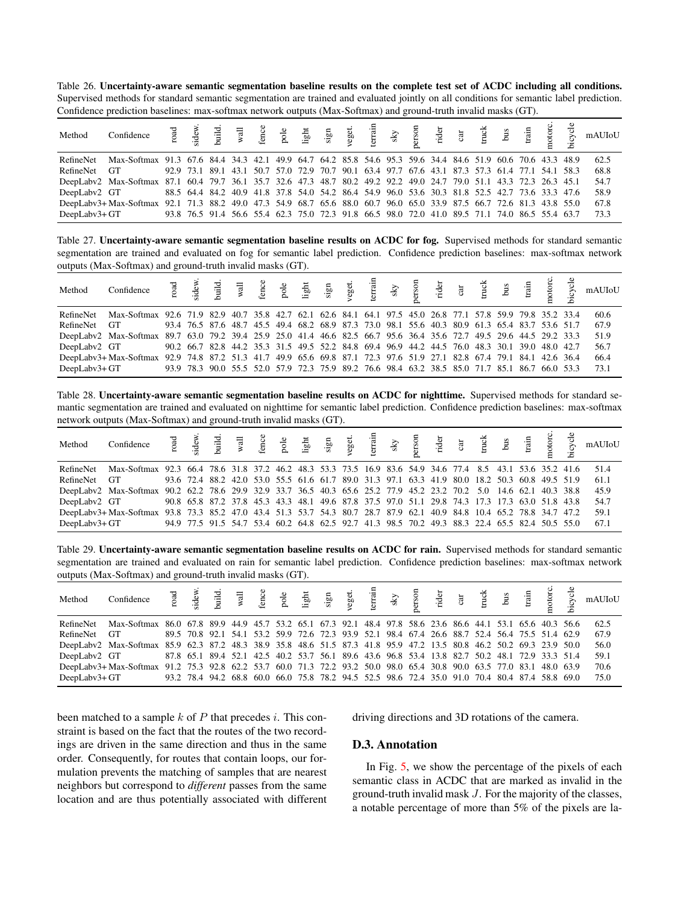Table 26. **Uncertainty-aware semantic segmentation baseline results on the complete test set of ACDC including all conditions.** Supervised methods for standard semantic segmentation are trained and evaluated jointly on all conditions for semantic label prediction. Confidence prediction baselines: max-softmax network outputs (Max-Softmax) and ground-truth invalid masks (GT).

| Method | Confidence | road | sidew. | build. | wall | fence | pole | light | sign | veget. | terrain | sky | person | rider | car | truck | bus | train | motorc. | bicycle | mAUIoU |
|---|---|---|---|---|---|---|---|---|---|---|---|---|---|---|---|---|---|---|---|---|---|
| RefineNet | Max-Softmax | 91.3 | 67.6 | 84.4 | 34.3 | 42.1 | 49.9 | 64.7 | 64.2 | 85.8 | 54.6 | 95.3 | 59.6 | 34.4 | 84.6 | 51.9 | 60.6 | 70.6 | 43.3 | 48.9 | 62.5 |
| RefineNet | GT | 92.9 | 73.1 | 89.1 | 43.1 | 50.7 | 57.0 | 72.9 | 70.7 | 90.1 | 63.4 | 97.7 | 67.6 | 43.1 | 87.3 | 57.3 | 61.4 | 77.1 | 54.1 | 58.3 | 68.8 |
| DeepLabv2 | Max-Softmax | 87.1 | 60.4 | 79.7 | 36.1 | 35.7 | 32.6 | 47.3 | 48.7 | 80.2 | 49.2 | 92.2 | 49.0 | 24.7 | 79.0 | 51.1 | 43.3 | 72.3 | 26.3 | 45.1 | 54.7 |
| DeepLabv2 | GT | 88.5 | 64.4 | 84.2 | 40.9 | 41.8 | 37.8 | 54.0 | 54.2 | 86.4 | 54.9 | 96.0 | 53.6 | 30.3 | 81.8 | 52.5 | 42.7 | 73.6 | 33.3 | 47.6 | 58.9 |
| DeepLabv3+ | Max-Softmax | 92.1 | 71.3 | 88.2 | 49.0 | 47.3 | 54.9 | 68.7 | 65.6 | 88.0 | 60.7 | 96.0 | 65.0 | 33.9 | 87.5 | 66.7 | 72.6 | 81.3 | 43.8 | 55.0 | 67.8 |
| DeepLabv3+ | GT | 93.8 | 76.5 | 91.4 | 56.6 | 55.4 | 62.3 | 75.0 | 72.3 | 91.8 | 66.5 | 98.0 | 72.0 | 41.0 | 89.5 | 71.1 | 74.0 | 86.5 | 55.4 | 63.7 | 73.3 |

Table 27. **Uncertainty-aware semantic segmentation baseline results on ACDC for fog.** Supervised methods for standard semantic segmentation are trained and evaluated on fog for semantic label prediction. Confidence prediction baselines: max-softmax network outputs (Max-Softmax) and ground-truth invalid masks (GT).

| Method | Confidence | road | sidew. | build. | wall | fence | pole | light | sign | veget. | terrain | sky | person | rider | car | truck | bus | train | motorc. | bicycle | mAUIoU |
|---|---|---|---|---|---|---|---|---|---|---|---|---|---|---|---|---|---|---|---|---|---|
| RefineNet | Max-Softmax | 92.6 | 71.9 | 82.9 | 40.7 | 35.8 | 42.7 | 62.1 | 62.6 | 84.1 | 64.1 | 97.5 | 45.0 | 26.8 | 77.1 | 57.8 | 59.9 | 79.8 | 35.2 | 33.4 | 60.6 |
| RefineNet | GT | 93.4 | 76.5 | 87.6 | 48.7 | 45.5 | 49.4 | 68.2 | 68.9 | 87.3 | 73.0 | 98.1 | 55.6 | 40.3 | 80.9 | 61.3 | 65.4 | 83.7 | 53.6 | 51.7 | 67.9 |
| DeepLabv2 | Max-Softmax | 89.7 | 63.0 | 79.2 | 39.4 | 25.9 | 25.0 | 41.4 | 46.6 | 82.5 | 66.7 | 95.6 | 36.4 | 35.6 | 72.7 | 49.5 | 29.6 | 44.5 | 29.2 | 33.3 | 51.9 |
| DeepLabv2 | GT | 90.2 | 66.7 | 82.8 | 44.2 | 35.3 | 31.5 | 49.5 | 52.2 | 84.8 | 69.4 | 96.9 | 44.2 | 44.5 | 76.0 | 48.3 | 30.1 | 39.0 | 48.0 | 42.7 | 56.7 |
| DeepLabv3+ | Max-Softmax | 92.9 | 74.8 | 87.2 | 51.3 | 41.7 | 49.9 | 65.6 | 69.8 | 87.1 | 72.3 | 97.6 | 51.9 | 27.1 | 82.8 | 67.4 | 79.1 | 84.1 | 42.6 | 36.4 | 66.4 |
| DeepLabv3+ | GT | 93.9 | 78.3 | 90.0 | 55.5 | 52.0 | 57.9 | 72.3 | 75.9 | 89.2 | 76.6 | 98.4 | 63.2 | 38.5 | 85.0 | 71.7 | 85.1 | 86.7 | 66.0 | 53.3 | 73.1 |

Table 28. **Uncertainty-aware semantic segmentation baseline results on ACDC for nighttime.** Supervised methods for standard semantic segmentation are trained and evaluated on nighttime for semantic label prediction. Confidence prediction baselines: max-softmax network outputs (Max-Softmax) and ground-truth invalid masks (GT).

| Method | Confidence | road | sidew. | build. | wall | fence | pole | light | sign | veget. | terrain | sky | person | rider | car | truck | bus | train | motorc. | bicycle | mAUIoU |
|---|---|---|---|---|---|---|---|---|---|---|---|---|---|---|---|---|---|---|---|---|---|
| RefineNet | Max-Softmax | 92.3 | 66.4 | 78.6 | 31.8 | 37.2 | 46.2 | 48.3 | 53.3 | 73.5 | 16.9 | 83.6 | 54.9 | 34.6 | 77.4 | 8.5 | 43.1 | 53.6 | 35.2 | 41.6 | 51.4 |
| RefineNet | GT | 93.6 | 72.4 | 88.2 | 42.0 | 53.0 | 55.5 | 61.6 | 61.7 | 89.0 | 31.3 | 97.1 | 63.3 | 41.9 | 80.0 | 18.2 | 50.3 | 60.8 | 49.5 | 51.9 | 61.1 |
| DeepLabv2 | Max-Softmax | 90.2 | 62.2 | 78.6 | 29.9 | 32.9 | 33.7 | 36.5 | 40.3 | 65.6 | 25.2 | 77.9 | 45.2 | 23.2 | 70.2 | 5.0 | 14.6 | 62.1 | 40.3 | 38.8 | 45.9 |
| DeepLabv2 | GT | 90.8 | 65.8 | 87.2 | 37.8 | 45.3 | 43.3 | 48.1 | 49.6 | 87.8 | 37.5 | 97.0 | 51.1 | 29.8 | 74.3 | 17.3 | 17.3 | 63.0 | 51.8 | 43.8 | 54.7 |
| DeepLabv3+ | Max-Softmax | 93.8 | 73.3 | 85.2 | 47.0 | 43.4 | 51.3 | 53.7 | 54.3 | 80.7 | 28.7 | 87.9 | 62.1 | 40.9 | 84.8 | 10.4 | 65.2 | 78.8 | 34.7 | 47.2 | 59.1 |
| DeepLabv3+ | GT | 94.9 | 77.5 | 91.5 | 54.7 | 53.4 | 60.2 | 64.8 | 62.5 | 92.7 | 41.3 | 98.5 | 70.2 | 49.3 | 88.3 | 22.4 | 65.5 | 82.4 | 50.5 | 55.0 | 67.1 |

Table 29. **Uncertainty-aware semantic segmentation baseline results on ACDC for rain.** Supervised methods for standard semantic segmentation are trained and evaluated on rain for semantic label prediction. Confidence prediction baselines: max-softmax network outputs (Max-Softmax) and ground-truth invalid masks (GT).

| Method | Confidence | road | sidew. | build. | wall | fence | pole | light | sign | veget. | terrain | sky | person | rider | car | truck | bus | train | motorc. | bicycle | mAUIoU |
|---|---|---|---|---|---|---|---|---|---|---|---|---|---|---|---|---|---|---|---|---|---|
| RefineNet | Max-Softmax | 86.0 | 67.8 | 89.9 | 44.9 | 45.7 | 53.2 | 65.1 | 67.3 | 92.1 | 48.4 | 97.8 | 58.6 | 23.6 | 86.6 | 44.1 | 53.1 | 65.6 | 40.3 | 56.6 | 62.5 |
| RefineNet | GT | 89.5 | 70.8 | 92.1 | 54.1 | 53.2 | 59.9 | 72.6 | 72.3 | 93.9 | 52.1 | 98.4 | 67.4 | 26.6 | 88.7 | 52.4 | 56.4 | 75.5 | 51.4 | 62.9 | 67.9 |
| DeepLabv2 | Max-Softmax | 85.9 | 62.3 | 87.2 | 48.3 | 38.9 | 35.8 | 48.6 | 51.5 | 87.3 | 41.8 | 95.9 | 47.2 | 13.5 | 80.8 | 46.2 | 50.2 | 69.3 | 23.9 | 50.0 | 56.0 |
| DeepLabv2 | GT | 87.8 | 65.1 | 89.4 | 52.1 | 42.5 | 40.2 | 53.7 | 56.1 | 89.6 | 43.6 | 96.8 | 53.4 | 13.8 | 82.7 | 50.2 | 48.1 | 72.9 | 33.3 | 51.4 | 59.1 |
| DeepLabv3+ | Max-Softmax | 91.2 | 75.3 | 92.8 | 62.2 | 53.7 | 60.0 | 71.3 | 72.2 | 93.2 | 50.0 | 98.0 | 65.4 | 30.8 | 90.0 | 63.5 | 77.0 | 83.1 | 48.0 | 63.9 | 70.6 |
| DeepLabv3+ | GT | 93.2 | 78.4 | 94.2 | 68.8 | 60.0 | 66.0 | 75.8 | 78.2 | 94.5 | 52.5 | 98.6 | 72.4 | 35.0 | 91.0 | 70.4 | 80.4 | 87.4 | 58.8 | 69.0 | 75.0 |

been matched to a sample $k$ of $P$ that precedes $i$. This constraint is based on the fact that the routes of the two recordings are driven in the same direction and thus in the same order. Consequently, for routes that contain loops, our formulation prevents the matching of samples that are nearest neighbors but correspond to *different* passes from the same location and are thus potentially associated with different driving directions and 3D rotations of the camera.

### D.3. Annotation

In Fig. 5, we show the percentage of the pixels of each semantic class in ACDC that are marked as invalid in the ground-truth invalid mask $J$. For the majority of the classes, a notable percentage of more than 5% of the pixels are la-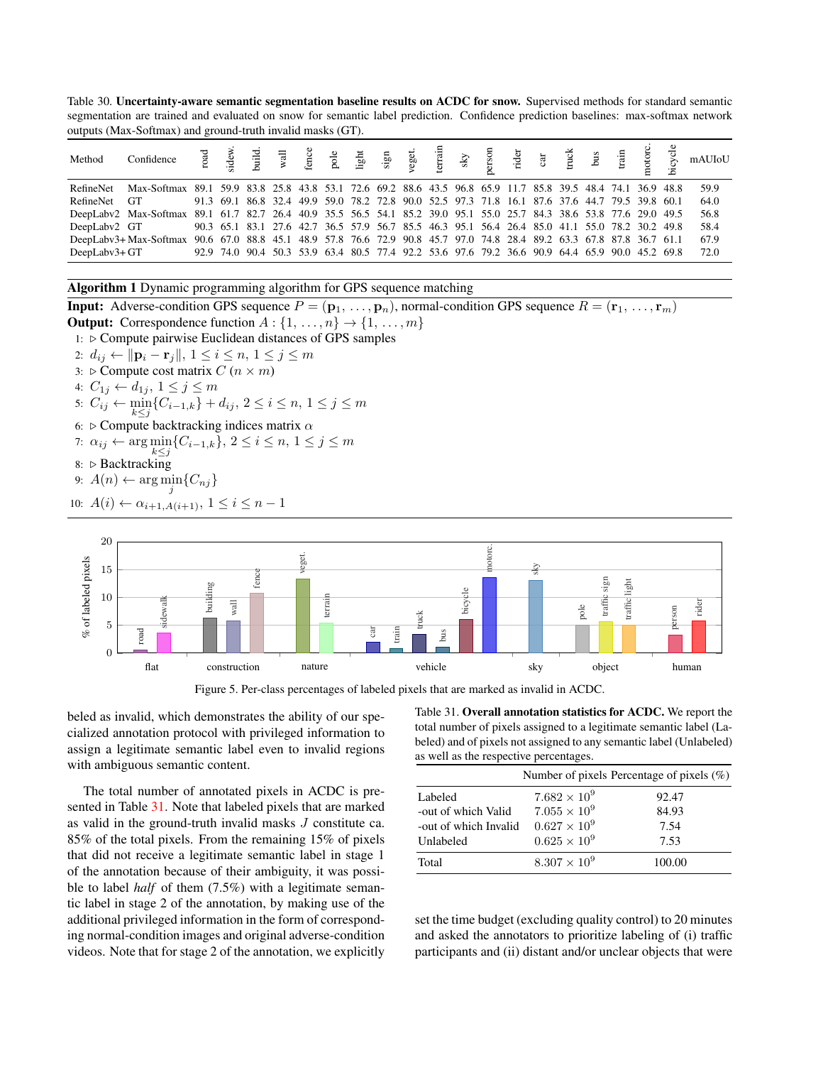Table 30. **Uncertainty-aware semantic segmentation baseline results on ACDC for snow.** Supervised methods for standard semantic segmentation are trained and evaluated on snow for semantic label prediction. Confidence prediction baselines: max-softmax network outputs (Max-Softmax) and ground-truth invalid masks (GT).

| Method | Confidence | road | sidew. | build. | wall | fence | pole | light | sign | veget. | terrain | sky | person | rider | car | truck | bus | train | motorc. | bicycle | mAUIoU |
|---|---|---|---|---|---|---|---|---|---|---|---|---|---|---|---|---|---|---|---|---|---|
| RefineNet | Max-Softmax | 89.1 | 59.9 | 83.8 | 25.8 | 43.8 | 53.1 | 72.6 | 69.2 | 88.6 | 43.5 | 96.8 | 65.9 | 11.7 | 85.8 | 39.5 | 48.4 | 74.1 | 36.9 | 48.8 | 59.9 |
| RefineNet | GT | 91.3 | 69.1 | 86.8 | 32.4 | 49.9 | 59.0 | 78.2 | 72.8 | 90.0 | 52.5 | 97.3 | 71.8 | 16.1 | 87.6 | 37.6 | 44.7 | 79.5 | 39.8 | 60.1 | 64.0 |
| DeepLabv2 | Max-Softmax | 89.1 | 61.7 | 82.7 | 26.4 | 40.9 | 35.5 | 56.5 | 54.1 | 85.2 | 39.0 | 95.1 | 55.0 | 25.7 | 84.3 | 38.6 | 53.8 | 77.6 | 29.0 | 49.5 | 56.8 |
| DeepLabv2 | GT | 90.3 | 65.1 | 83.1 | 27.6 | 42.7 | 36.5 | 57.9 | 56.7 | 85.5 | 46.3 | 95.1 | 56.4 | 26.4 | 85.0 | 41.1 | 55.0 | 78.2 | 30.2 | 49.8 | 58.4 |
| DeepLabv3+ | Max-Softmax | 90.6 | 67.0 | 88.8 | 45.1 | 48.9 | 57.8 | 76.6 | 72.9 | 90.8 | 45.7 | 97.0 | 74.8 | 28.4 | 89.2 | 63.3 | 67.8 | 87.8 | 36.7 | 61.1 | 67.9 |
| DeepLabv3+ | GT | 92.9 | 74.0 | 90.4 | 50.3 | 53.9 | 63.4 | 80.5 | 77.4 | 92.2 | 53.6 | 97.6 | 79.2 | 36.6 | 90.9 | 64.4 | 65.9 | 90.0 | 45.2 | 69.8 | 72.0 |

**Algorithm 1** Dynamic programming algorithm for GPS sequence matching

**Input:** Adverse-condition GPS sequence $P = (\mathbf{p}_1, \ldots, \mathbf{p}_n)$, normal-condition GPS sequence $R = (\mathbf{r}_1, \ldots, \mathbf{r}_m)$
**Output:** Correspondence function $A : \{1, \ldots, n\} \to \{1, \ldots, m\}$

1: ▷ Compute pairwise Euclidean distances of GPS samples
2: $d_{ij} \leftarrow \|\mathbf{p}_i - \mathbf{r}_j\|$, $1 \leq i \leq n$, $1 \leq j \leq m$
3: ▷ Compute cost matrix $C$ $(n \times m)$
4: $C_{1j} \leftarrow d_{1j}$, $1 \leq j \leq m$
5: $C_{ij} \leftarrow \min_{k \leq j}\{C_{i-1,k}\} + d_{ij}$, $2 \leq i \leq n$, $1 \leq j \leq m$
6: ▷ Compute backtracking indices matrix $\alpha$
7: $\alpha_{ij} \leftarrow \arg\min_{k \leq j}\{C_{i-1,k}\}$, $2 \leq i \leq n$, $1 \leq j \leq m$
8: ▷ Backtracking
9: $A(n) \leftarrow \arg\min_{j}\{C_{nj}\}$
10: $A(i) \leftarrow \alpha_{i+1,A(i+1)}$, $1 \leq i \leq n-1$

Figure 5. Per-class percentages of labeled pixels that are marked as invalid in ACDC.

beled as invalid, which demonstrates the ability of our specialized annotation protocol with privileged information to assign a legitimate semantic label even to invalid regions with ambiguous semantic content.

The total number of annotated pixels in ACDC is presented in Table 31. Note that labeled pixels that are marked as valid in the ground-truth invalid masks $J$ constitute ca. 85% of the total pixels. From the remaining 15% of pixels that did not receive a legitimate semantic label in stage 1 of the annotation because of their ambiguity, it was possible to label *half* of them (7.5%) with a legitimate semantic label in stage 2 of the annotation, by making use of the additional privileged information in the form of corresponding normal-condition images and original adverse-condition videos. Note that for stage 2 of the annotation, we explicitly set the time budget (excluding quality control) to 20 minutes and asked the annotators to prioritize labeling of (i) traffic participants and (ii) distant and/or unclear objects that were

Table 31. **Overall annotation statistics for ACDC.** We report the total number of pixels assigned to a legitimate semantic label (Labeled) and of pixels not assigned to any semantic label (Unlabeled) as well as the respective percentages.

| | Number of pixels | Percentage of pixels (%) |
|---|---|---|
| Labeled | $7.682 \times 10^9$ | 92.47 |
| -out of which Valid | $7.055 \times 10^9$ | 84.93 |
| -out of which Invalid | $0.627 \times 10^9$ | 7.54 |
| Unlabeled | $0.625 \times 10^9$ | 7.53 |
| Total | $8.307 \times 10^9$ | 100.00 |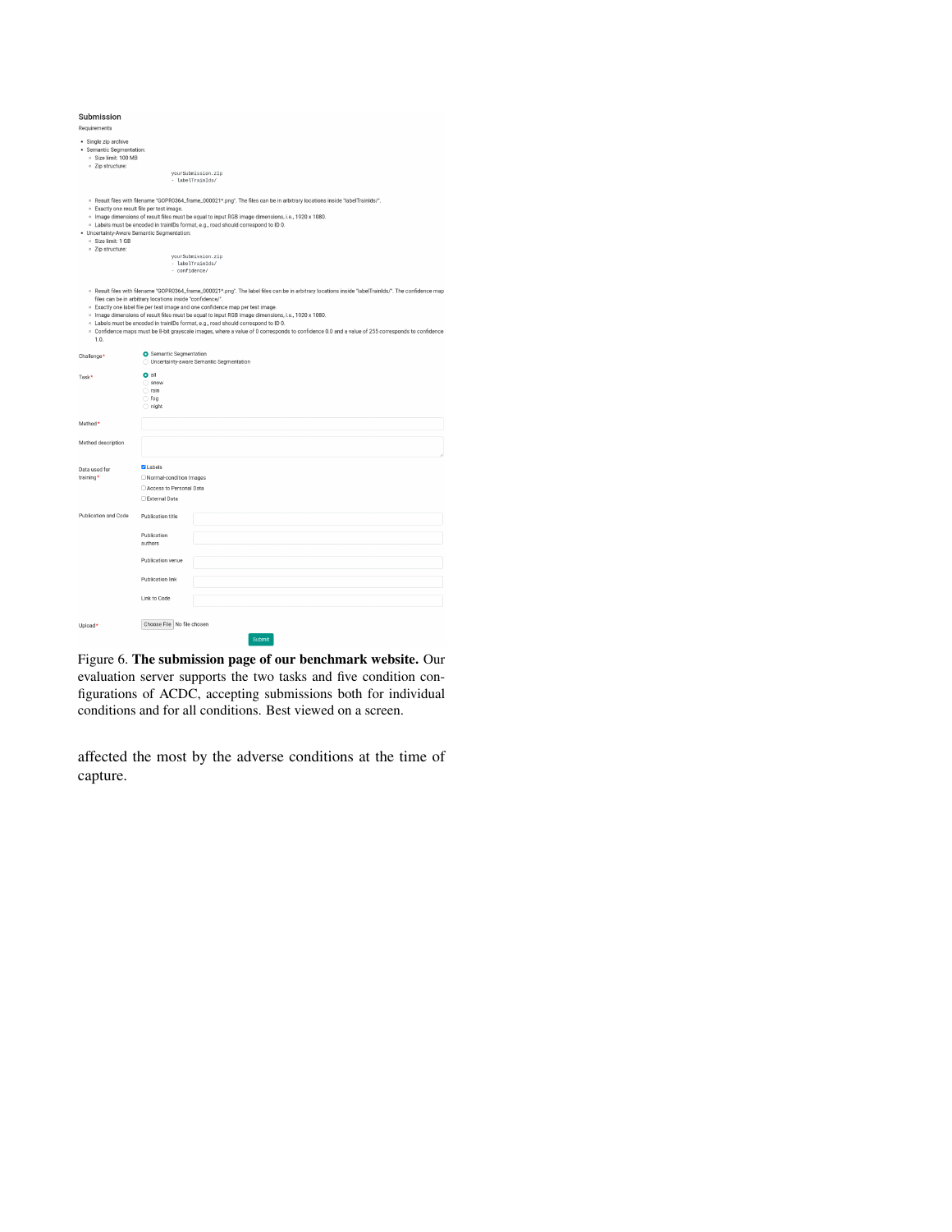## Submission

Requirements

- Single zip archive
- Semantic Segmentation:
  - Size limit: 100 MB
  - Zip structure:

```
yourSubmission.zip
- labelTrainIds/
```

  - Result files with filename "GOPR0364_frame_000021*.png". The files can be in arbitrary locations inside "labelTrainIds/".
  - Exactly one result file per test image.
  - Image dimensions of result files must be equal to input RGB image dimensions, i.e., 1920 x 1080.
  - Labels must be encoded in trainIDs format, e.g., road should correspond to ID 0.
- Uncertainty-Aware Semantic Segmentation:
  - Size limit: 1 GB
  - Zip structure:

```
yourSubmission.zip
- labelTrainIds/
- confidence/
```

  - Result files with filename "GOPR0364_frame_000021*.png". The label files can be in arbitrary locations inside "labelTrainIds/". The confidence map files can be in arbitrary locations inside "confidence/".
  - Exactly one label file per test image and one confidence map per test image.
  - Image dimensions of result files must be equal to input RGB image dimensions, i.e., 1920 x 1080.
  - Labels must be encoded in trainIDs format, e.g., road should correspond to ID 0.
  - Confidence maps must be 8-bit grayscale images, where a value of 0 corresponds to confidence 0.0 and a value of 255 corresponds to confidence 1.0.

Challenge*
- (•) Semantic Segmentation
- ( ) Uncertainty-aware Semantic Segmentation

Task*
- (•) all
- ( ) snow
- ( ) rain
- ( ) fog
- ( ) night

Method*

Method description

Data used for training*
- [x] Labels
- [ ] Normal-condition Images
- [ ] Access to Personal Data
- [ ] External Data

Publication and Code
- Publication title
- Publication authors
- Publication venue
- Publication link
- Link to Code

Upload* — Choose File — No file chosen

Submit

Figure 6. **The submission page of our benchmark website.** Our evaluation server supports the two tasks and five condition configurations of ACDC, accepting submissions both for individual conditions and for all conditions. Best viewed on a screen.

affected the most by the adverse conditions at the time of capture.